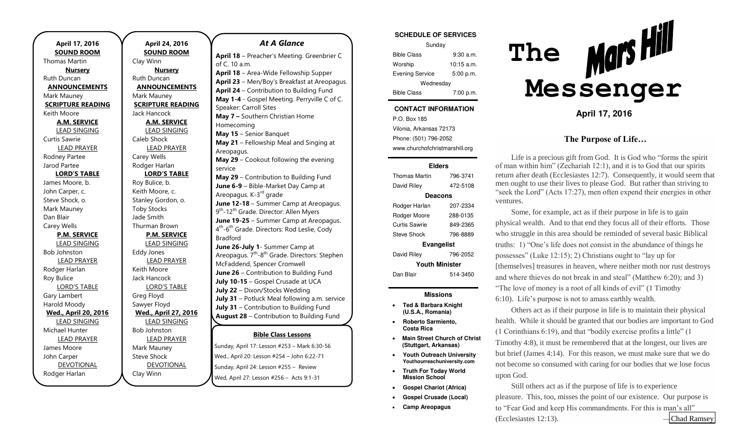## April 17, 2016

**SOUND ROOM**
Thomas Martin

**Nursery**
Ruth Duncan

**ANNOUNCEMENTS**
Mark Mauney

**SCRIPTURE READING**
Keith Moore

**A.M. SERVICE**

LEAD SINGING
Curtis Sawrie

LEAD PRAYER
Rodney Partee
Jarod Partee

**LORD'S TABLE**
James Moore, b.
John Carper, c.
Steve Shock, o.
Mark Mauney
Dan Blair
Carey Wells

**P.M. SERVICE**

LEAD SINGING
Bob Johnston

LEAD PRAYER
Rodger Harlan
Roy Bulice

LORD'S TABLE
Gary Lambert
Harold Moody

**Wed., April 20, 2016**

LEAD SINGING
Michael Hunter

LEAD PRAYER
James Moore
John Carper

DEVOTIONAL
Rodger Harlan

## April 24, 2016

**SOUND ROOM**
Clay Winn

**Nursery**
Ruth Duncan

**ANNOUNCEMENTS**
Mark Mauney

**SCRIPTURE READING**
Jack Hancock

**A.M. SERVICE**

LEAD SINGING
Caleb Shock

LEAD PRAYER
Carey Wells
Rodger Harlan

**LORD'S TABLE**
Roy Bulice, b.
Keith Moore, c.
Stanley Gordon, o.
Toby Stocks
Jade Smith
Thurman Brown

**P.M. SERVICE**

LEAD SINGING
Eddy Jones

LEAD PRAYER
Keith Moore
Jack Hancock

LORD'S TABLE
Greg Floyd
Sawyer Floyd

**Wed., April 27, 2016**

LEAD SINGING
Bob Johnston

LEAD PRAYER
Mark Mauney
Steve Shock

DEVOTIONAL
Clay Winn

## *At A Glance*

**April 18** – Preacher's Meeting. Greenbrier C of C. 10 a.m.
**April 18** – Area-Wide Fellowship Supper
**April 23** – Men/Boy's Breakfast at Areopagus.
**April 24** – Contribution to Building Fund
**May 1-4** - Gospel Meeting. Perryville C of C. Speaker: Carroll Sites
**May 7 –** Southern Christian Home Homecoming
**May 15** – Senior Banquet
**May 21** – Fellowship Meal and Singing at Areopagus.
**May 29** – Cookout following the evening service
**May 29** – Contribution to Building Fund
**June 6-9** – Bible-Market Day Camp at Areopagus. K-3rd grade
**June 12-18** – Summer Camp at Areopagus. 9th-12th Grade. Director: Allen Myers
**June 19-25** – Summer Camp at Areopagus. 4th-6th Grade. Directors: Rod Leslie, Cody Bradford
**June 26-July 1**- Summer Camp at Areopagus. 7th-8th Grade. Directors: Stephen McFaddend, Spencer Cromwell
**June 26** – Contribution to Building Fund
**July 10-15** – Gospel Crusade at UCA
**July 22** – Dixon/Stocks Wedding
**July 31** – Potluck Meal following a.m. service
**July 31** – Contribution to Building Fund
**August 28** – Contribution to Building Fund

### Bible Class Lessons

Sunday, April 17: Lesson #253 – Mark 6:30-56
Wed., April 20: Lesson #254 – John 6:22-71
Sunday, April 24: Lesson #255 – Review
Wed, April 27: Lesson #256 – Acts 9:1-31

### SCHEDULE OF SERVICES

| Sunday | |
|---|---|
| Bible Class | 9:30 a.m. |
| Worship | 10:15 a.m. |
| Evening Service | 5:00 p.m. |
| Wednesday | |
| Bible Class | 7:00 p.m. |

### CONTACT INFORMATION

P.O. Box 185
Vilonia, Arkansas 72173
Phone: (501) 796-2052
www.churchofchristmarshill.org

### Elders

| | |
|---|---|
| Thomas Martin | 796-3741 |
| David Riley | 472-5108 |
| **Deacons** | |
| Rodger Harlan | 207-2334 |
| Rodger Moore | 288-0135 |
| Curtis Sawrie | 849-2365 |
| Steve Shock | 796-8889 |
| **Evangelist** | |
| David Riley | 796-2052 |
| **Youth Minister** | |
| Dan Blair | 514-3450 |

### Missions

- **Ted & Barbara Knight (U.S.A., Romania)**
- **Roberto Sarmiento, Costa Rica**
- **Main Street Church of Christ (Stuttgart, Arkansas)**
- **Youth Outreach University** Youthourreachuniversity.com
- **Truth For Today World Mission School**
- **Gospel Chariot (Africa)**
- **Gospel Crusade (Local)**
- **Camp Areopagus**

# The Mars Hill Messenger

**April 17, 2016**

## The Purpose of Life…

Life is a precious gift from God. It is God who "forms the spirit of man within him" (Zechariah 12:1), and it is to God that our spirits return after death (Ecclesiastes 12:7). Consequently, it would seem that men ought to use their lives to please God. But rather than striving to "seek the Lord" (Acts 17:27), men often expend their energies in other ventures.

Some, for example, act as if their purpose in life is to gain physical wealth. And to that end they focus all of their efforts. Those who struggle in this area should be reminded of several basic Biblical truths: 1) "One's life does not consist in the abundance of things he possesses" (Luke 12:15); 2) Christians ought to "lay up for [themselves] treasures in heaven, where neither moth nor rust destroys and where thieves do not break in and steal" (Matthew 6:20); and 3) "The love of money is a root of all kinds of evil" (1 Timothy 6:10). Life's purpose is not to amass earthly wealth.

Others act as if their purpose in life is to maintain their physical health. While it should be granted that our bodies are important to God (1 Corinthians 6:19), and that "bodily exercise profits a little" (1 Timothy 4:8), it must be remembered that at the longest, our lives are but brief (James 4:14). For this reason, we must make sure that we do not become so consumed with caring for our bodies that we lose focus upon God.

Still others act as if the purpose of life is to experience pleasure. This, too, misses the point of our existence. Our purpose is to "Fear God and keep His commandments. For this is man's all" (Ecclesiastes 12:13). —Chad Ramsey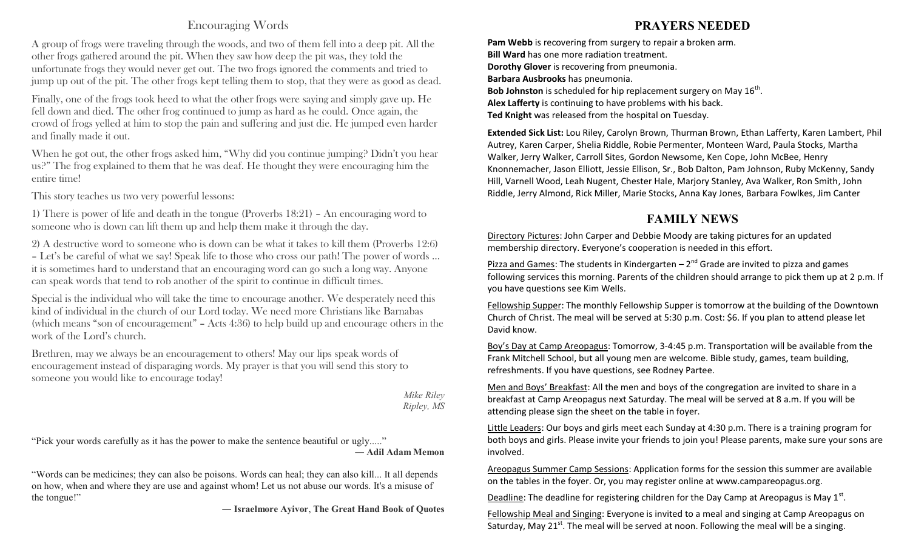## Encouraging Words

A group of frogs were traveling through the woods, and two of them fell into a deep pit. All the other frogs gathered around the pit. When they saw how deep the pit was, they told the unfortunate frogs they would never get out. The two frogs ignored the comments and tried to jump up out of the pit. The other frogs kept telling them to stop, that they were as good as dead.

Finally, one of the frogs took heed to what the other frogs were saying and simply gave up. He fell down and died. The other frog continued to jump as hard as he could. Once again, the crowd of frogs yelled at him to stop the pain and suffering and just die. He jumped even harder and finally made it out.

When he got out, the other frogs asked him, "Why did you continue jumping? Didn't you hear us?" The frog explained to them that he was deaf. He thought they were encouraging him the entire time!

This story teaches us two very powerful lessons:

1) There is power of life and death in the tongue (Proverbs 18:21) – An encouraging word to someone who is down can lift them up and help them make it through the day.

2) A destructive word to someone who is down can be what it takes to kill them (Proverbs 12:6) – Let's be careful of what we say! Speak life to those who cross our path! The power of words ... it is sometimes hard to understand that an encouraging word can go such a long way. Anyone can speak words that tend to rob another of the spirit to continue in difficult times.

Special is the individual who will take the time to encourage another. We desperately need this kind of individual in the church of our Lord today. We need more Christians like Barnabas (which means "son of encouragement" – Acts 4:36) to help build up and encourage others in the work of the Lord's church.

Brethren, may we always be an encouragement to others! May our lips speak words of encouragement instead of disparaging words. My prayer is that you will send this story to someone you would like to encourage today!

*Mike Riley*
*Ripley, MS*

"Pick your words carefully as it has the power to make the sentence beautiful or ugly....."
**— Adil Adam Memon**

"Words can be medicines; they can also be poisons. Words can heal; they can also kill... It all depends on how, when and where they are use and against whom! Let us not abuse our words. It's a misuse of the tongue!"
**— Israelmore Ayivor**, **The Great Hand Book of Quotes**

## PRAYERS NEEDED

**Pam Webb** is recovering from surgery to repair a broken arm.
**Bill Ward** has one more radiation treatment.
**Dorothy Glover** is recovering from pneumonia.
**Barbara Ausbrooks** has pneumonia.
**Bob Johnston** is scheduled for hip replacement surgery on May 16th.
**Alex Lafferty** is continuing to have problems with his back.
**Ted Knight** was released from the hospital on Tuesday.

**Extended Sick List:** Lou Riley, Carolyn Brown, Thurman Brown, Ethan Lafferty, Karen Lambert, Phil Autrey, Karen Carper, Shelia Riddle, Robie Permenter, Monteen Ward, Paula Stocks, Martha Walker, Jerry Walker, Carroll Sites, Gordon Newsome, Ken Cope, John McBee, Henry Knonnemacher, Jason Elliott, Jessie Ellison, Sr., Bob Dalton, Pam Johnson, Ruby McKenny, Sandy Hill, Varnell Wood, Leah Nugent, Chester Hale, Marjory Stanley, Ava Walker, Ron Smith, John Riddle, Jerry Almond, Rick Miller, Marie Stocks, Anna Kay Jones, Barbara Fowlkes, Jim Canter

## FAMILY NEWS

Directory Pictures: John Carper and Debbie Moody are taking pictures for an updated membership directory. Everyone's cooperation is needed in this effort.

Pizza and Games: The students in Kindergarten – 2nd Grade are invited to pizza and games following services this morning. Parents of the children should arrange to pick them up at 2 p.m. If you have questions see Kim Wells.

Fellowship Supper: The monthly Fellowship Supper is tomorrow at the building of the Downtown Church of Christ. The meal will be served at 5:30 p.m. Cost: $6. If you plan to attend please let David know.

Boy's Day at Camp Areopagus: Tomorrow, 3-4:45 p.m. Transportation will be available from the Frank Mitchell School, but all young men are welcome. Bible study, games, team building, refreshments. If you have questions, see Rodney Partee.

Men and Boys' Breakfast: All the men and boys of the congregation are invited to share in a breakfast at Camp Areopagus next Saturday. The meal will be served at 8 a.m. If you will be attending please sign the sheet on the table in foyer.

Little Leaders: Our boys and girls meet each Sunday at 4:30 p.m. There is a training program for both boys and girls. Please invite your friends to join you! Please parents, make sure your sons are involved.

Areopagus Summer Camp Sessions: Application forms for the session this summer are available on the tables in the foyer. Or, you may register online at www.campareopagus.org.

Deadline: The deadline for registering children for the Day Camp at Areopagus is May 1st.

Fellowship Meal and Singing: Everyone is invited to a meal and singing at Camp Areopagus on Saturday, May 21st. The meal will be served at noon. Following the meal will be a singing.